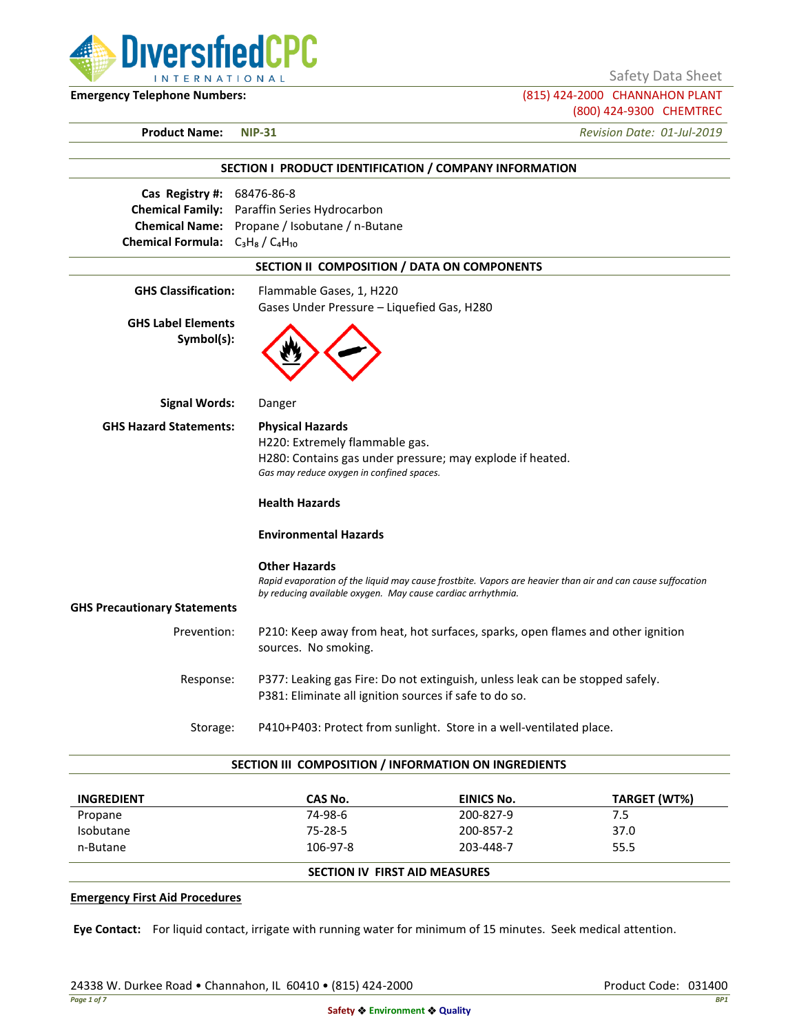DiversifiedCPC INTERNATIONAL

Safety Data Sheet

**Emergency Telephone Numbers:** (815) 424-2000 CHANNAHON PLANT
(800) 424-9300 CHEMTREC

**Product Name:** **NIP-31** *Revision Date: 01-Jul-2019*

## SECTION I PRODUCT IDENTIFICATION / COMPANY INFORMATION

**Cas Registry #:** 68476-86-8
**Chemical Family:** Paraffin Series Hydrocarbon
**Chemical Name:** Propane / Isobutane / n-Butane
**Chemical Formula:** $C_3H_8$ / $C_4H_{10}$

## SECTION II COMPOSITION / DATA ON COMPONENTS

**GHS Classification:** Flammable Gases, 1, H220
Gases Under Pressure – Liquefied Gas, H280

**GHS Label Elements Symbol(s):**

**Signal Words:** Danger

**GHS Hazard Statements:**

**Physical Hazards**
H220: Extremely flammable gas.
H280: Contains gas under pressure; may explode if heated.
*Gas may reduce oxygen in confined spaces.*

**Health Hazards**

**Environmental Hazards**

**Other Hazards**
*Rapid evaporation of the liquid may cause frostbite. Vapors are heavier than air and can cause suffocation by reducing available oxygen. May cause cardiac arrhythmia.*

**GHS Precautionary Statements**

Prevention: P210: Keep away from heat, hot surfaces, sparks, open flames and other ignition sources. No smoking.

Response: P377: Leaking gas Fire: Do not extinguish, unless leak can be stopped safely.
P381: Eliminate all ignition sources if safe to do so.

Storage: P410+P403: Protect from sunlight. Store in a well-ventilated place.

## SECTION III COMPOSITION / INFORMATION ON INGREDIENTS

| INGREDIENT | CAS No. | EINICS No. | TARGET (WT%) |
|---|---|---|---|
| Propane | 74-98-6 | 200-827-9 | 7.5 |
| Isobutane | 75-28-5 | 200-857-2 | 37.0 |
| n-Butane | 106-97-8 | 203-448-7 | 55.5 |

## SECTION IV FIRST AID MEASURES

**Emergency First Aid Procedures**

**Eye Contact:** For liquid contact, irrigate with running water for minimum of 15 minutes. Seek medical attention.

24338 W. Durkee Road • Channahon, IL 60410 • (815) 424-2000 Product Code: 031400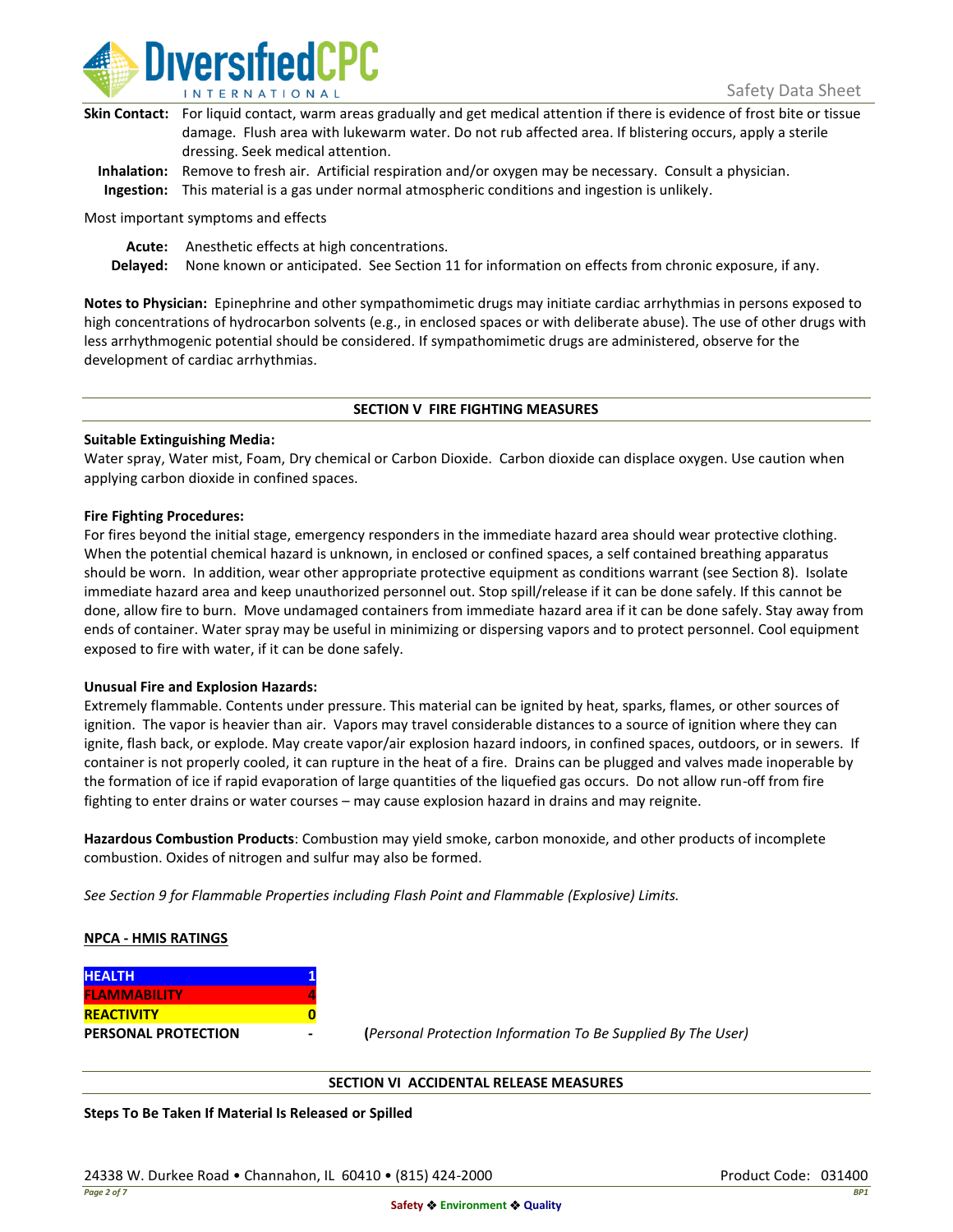**Skin Contact:** For liquid contact, warm areas gradually and get medical attention if there is evidence of frost bite or tissue damage. Flush area with lukewarm water. Do not rub affected area. If blistering occurs, apply a sterile dressing. Seek medical attention.

**Inhalation:** Remove to fresh air. Artificial respiration and/or oxygen may be necessary. Consult a physician.

**Ingestion:** This material is a gas under normal atmospheric conditions and ingestion is unlikely.

Most important symptoms and effects

**Acute:** Anesthetic effects at high concentrations.

**Delayed:** None known or anticipated. See Section 11 for information on effects from chronic exposure, if any.

**Notes to Physician:** Epinephrine and other sympathomimetic drugs may initiate cardiac arrhythmias in persons exposed to high concentrations of hydrocarbon solvents (e.g., in enclosed spaces or with deliberate abuse). The use of other drugs with less arrhythmogenic potential should be considered. If sympathomimetic drugs are administered, observe for the development of cardiac arrhythmias.

## SECTION V FIRE FIGHTING MEASURES

**Suitable Extinguishing Media:**

Water spray, Water mist, Foam, Dry chemical or Carbon Dioxide. Carbon dioxide can displace oxygen. Use caution when applying carbon dioxide in confined spaces.

**Fire Fighting Procedures:**

For fires beyond the initial stage, emergency responders in the immediate hazard area should wear protective clothing. When the potential chemical hazard is unknown, in enclosed or confined spaces, a self contained breathing apparatus should be worn. In addition, wear other appropriate protective equipment as conditions warrant (see Section 8). Isolate immediate hazard area and keep unauthorized personnel out. Stop spill/release if it can be done safely. If this cannot be done, allow fire to burn. Move undamaged containers from immediate hazard area if it can be done safely. Stay away from ends of container. Water spray may be useful in minimizing or dispersing vapors and to protect personnel. Cool equipment exposed to fire with water, if it can be done safely.

**Unusual Fire and Explosion Hazards:**

Extremely flammable. Contents under pressure. This material can be ignited by heat, sparks, flames, or other sources of ignition. The vapor is heavier than air. Vapors may travel considerable distances to a source of ignition where they can ignite, flash back, or explode. May create vapor/air explosion hazard indoors, in confined spaces, outdoors, or in sewers. If container is not properly cooled, it can rupture in the heat of a fire. Drains can be plugged and valves made inoperable by the formation of ice if rapid evaporation of large quantities of the liquefied gas occurs. Do not allow run-off from fire fighting to enter drains or water courses – may cause explosion hazard in drains and may reignite.

**Hazardous Combustion Products**: Combustion may yield smoke, carbon monoxide, and other products of incomplete combustion. Oxides of nitrogen and sulfur may also be formed.

*See Section 9 for Flammable Properties including Flash Point and Flammable (Explosive) Limits.*

**NPCA - HMIS RATINGS**

| | |
|---|---|
| **HEALTH** | **1** |
| **FLAMMABILITY** | **4** |
| **REACTIVITY** | **0** |
| **PERSONAL PROTECTION** | **-** |

(*Personal Protection Information To Be Supplied By The User)*

## SECTION VI ACCIDENTAL RELEASE MEASURES

**Steps To Be Taken If Material Is Released or Spilled**

24338 W. Durkee Road • Channahon, IL 60410 • (815) 424-2000

Product Code: 031400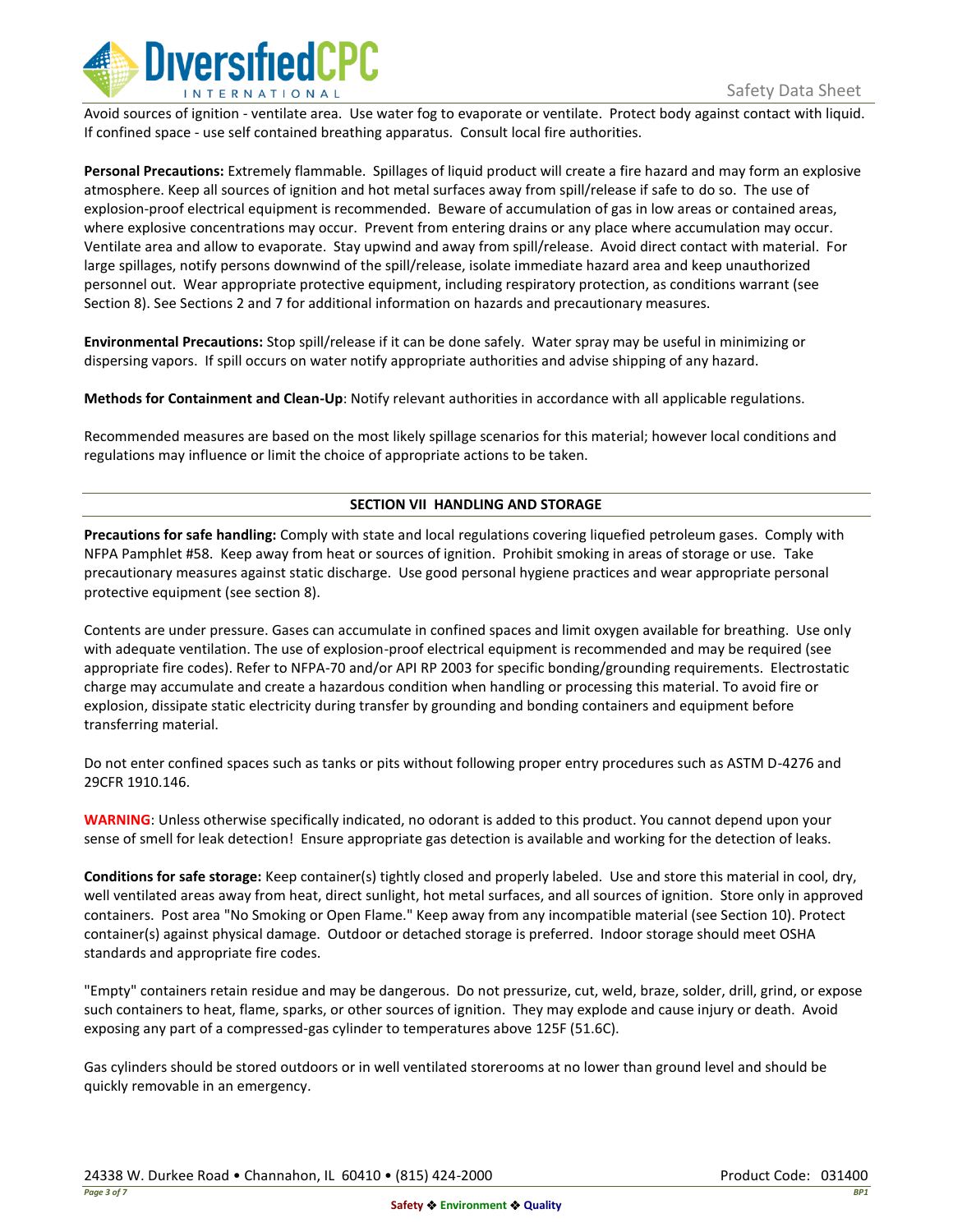Avoid sources of ignition - ventilate area. Use water fog to evaporate or ventilate. Protect body against contact with liquid. If confined space - use self contained breathing apparatus. Consult local fire authorities.

**Personal Precautions:** Extremely flammable. Spillages of liquid product will create a fire hazard and may form an explosive atmosphere. Keep all sources of ignition and hot metal surfaces away from spill/release if safe to do so. The use of explosion-proof electrical equipment is recommended. Beware of accumulation of gas in low areas or contained areas, where explosive concentrations may occur. Prevent from entering drains or any place where accumulation may occur. Ventilate area and allow to evaporate. Stay upwind and away from spill/release. Avoid direct contact with material. For large spillages, notify persons downwind of the spill/release, isolate immediate hazard area and keep unauthorized personnel out. Wear appropriate protective equipment, including respiratory protection, as conditions warrant (see Section 8). See Sections 2 and 7 for additional information on hazards and precautionary measures.

**Environmental Precautions:** Stop spill/release if it can be done safely. Water spray may be useful in minimizing or dispersing vapors. If spill occurs on water notify appropriate authorities and advise shipping of any hazard.

**Methods for Containment and Clean-Up**: Notify relevant authorities in accordance with all applicable regulations.

Recommended measures are based on the most likely spillage scenarios for this material; however local conditions and regulations may influence or limit the choice of appropriate actions to be taken.

## SECTION VII HANDLING AND STORAGE

**Precautions for safe handling:** Comply with state and local regulations covering liquefied petroleum gases. Comply with NFPA Pamphlet #58. Keep away from heat or sources of ignition. Prohibit smoking in areas of storage or use. Take precautionary measures against static discharge. Use good personal hygiene practices and wear appropriate personal protective equipment (see section 8).

Contents are under pressure. Gases can accumulate in confined spaces and limit oxygen available for breathing. Use only with adequate ventilation. The use of explosion-proof electrical equipment is recommended and may be required (see appropriate fire codes). Refer to NFPA-70 and/or API RP 2003 for specific bonding/grounding requirements. Electrostatic charge may accumulate and create a hazardous condition when handling or processing this material. To avoid fire or explosion, dissipate static electricity during transfer by grounding and bonding containers and equipment before transferring material.

Do not enter confined spaces such as tanks or pits without following proper entry procedures such as ASTM D-4276 and 29CFR 1910.146.

**WARNING**: Unless otherwise specifically indicated, no odorant is added to this product. You cannot depend upon your sense of smell for leak detection! Ensure appropriate gas detection is available and working for the detection of leaks.

**Conditions for safe storage:** Keep container(s) tightly closed and properly labeled. Use and store this material in cool, dry, well ventilated areas away from heat, direct sunlight, hot metal surfaces, and all sources of ignition. Store only in approved containers. Post area "No Smoking or Open Flame." Keep away from any incompatible material (see Section 10). Protect container(s) against physical damage. Outdoor or detached storage is preferred. Indoor storage should meet OSHA standards and appropriate fire codes.

"Empty" containers retain residue and may be dangerous. Do not pressurize, cut, weld, braze, solder, drill, grind, or expose such containers to heat, flame, sparks, or other sources of ignition. They may explode and cause injury or death. Avoid exposing any part of a compressed-gas cylinder to temperatures above 125F (51.6C).

Gas cylinders should be stored outdoors or in well ventilated storerooms at no lower than ground level and should be quickly removable in an emergency.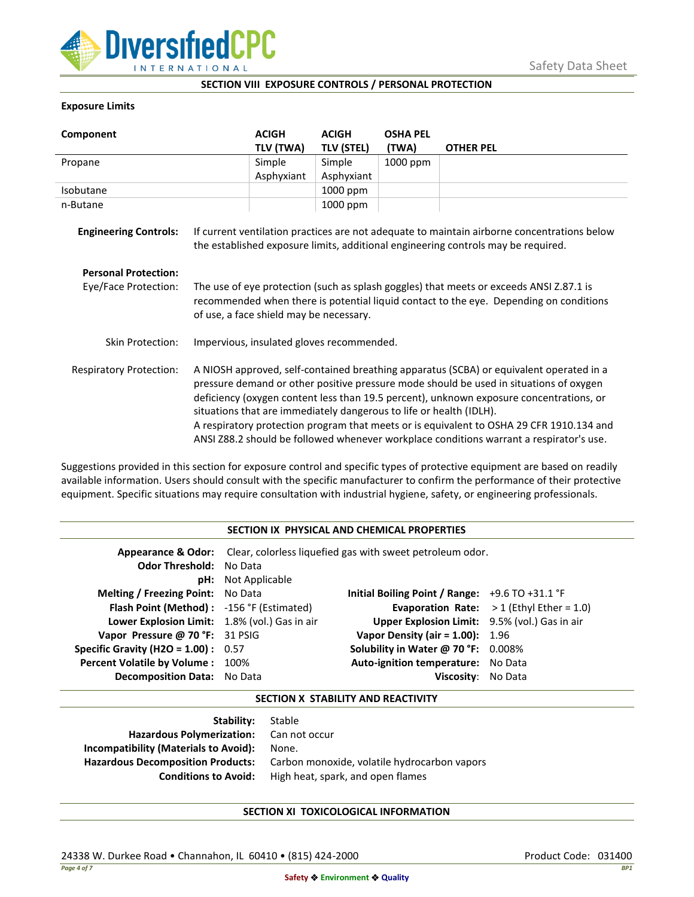## SECTION VIII EXPOSURE CONTROLS / PERSONAL PROTECTION

**Exposure Limits**

| Component | ACIGH TLV (TWA) | ACIGH TLV (STEL) | OSHA PEL (TWA) | OTHER PEL |
|---|---|---|---|---|
| Propane | Simple Asphyxiant | Simple Asphyxiant | 1000 ppm | |
| Isobutane | | 1000 ppm | | |
| n-Butane | | 1000 ppm | | |

**Engineering Controls:** If current ventilation practices are not adequate to maintain airborne concentrations below the established exposure limits, additional engineering controls may be required.

**Personal Protection:**

Eye/Face Protection: The use of eye protection (such as splash goggles) that meets or exceeds ANSI Z.87.1 is recommended when there is potential liquid contact to the eye. Depending on conditions of use, a face shield may be necessary.

Skin Protection: Impervious, insulated gloves recommended.

Respiratory Protection: A NIOSH approved, self-contained breathing apparatus (SCBA) or equivalent operated in a pressure demand or other positive pressure mode should be used in situations of oxygen deficiency (oxygen content less than 19.5 percent), unknown exposure concentrations, or situations that are immediately dangerous to life or health (IDLH).
A respiratory protection program that meets or is equivalent to OSHA 29 CFR 1910.134 and ANSI Z88.2 should be followed whenever workplace conditions warrant a respirator's use.

Suggestions provided in this section for exposure control and specific types of protective equipment are based on readily available information. Users should consult with the specific manufacturer to confirm the performance of their protective equipment. Specific situations may require consultation with industrial hygiene, safety, or engineering professionals.

## SECTION IX PHYSICAL AND CHEMICAL PROPERTIES

**Appearance & Odor:** Clear, colorless liquefied gas with sweet petroleum odor.
**Odor Threshold:** No Data
**pH:** Not Applicable

| | | | |
|---|---|---|---|
| **Melting / Freezing Point:** | No Data | **Initial Boiling Point / Range:** | +9.6 TO +31.1 °F |
| **Flash Point (Method) :** | -156 °F (Estimated) | **Evaporation Rate:** | > 1 (Ethyl Ether = 1.0) |
| **Lower Explosion Limit:** | 1.8% (vol.) Gas in air | **Upper Explosion Limit:** | 9.5% (vol.) Gas in air |
| **Vapor Pressure @ 70 °F:** | 31 PSIG | **Vapor Density (air = 1.00):** | 1.96 |
| **Specific Gravity (H2O = 1.00) :** | 0.57 | **Solubility in Water @ 70 °F:** | 0.008% |
| **Percent Volatile by Volume :** | 100% | **Auto-ignition temperature:** | No Data |
| **Decomposition Data:** | No Data | **Viscosity:** | No Data |

## SECTION X STABILITY AND REACTIVITY

**Stability:** Stable
**Hazardous Polymerization:** Can not occur
**Incompatibility (Materials to Avoid):** None.
**Hazardous Decomposition Products:** Carbon monoxide, volatile hydrocarbon vapors
**Conditions to Avoid:** High heat, spark, and open flames

## SECTION XI TOXICOLOGICAL INFORMATION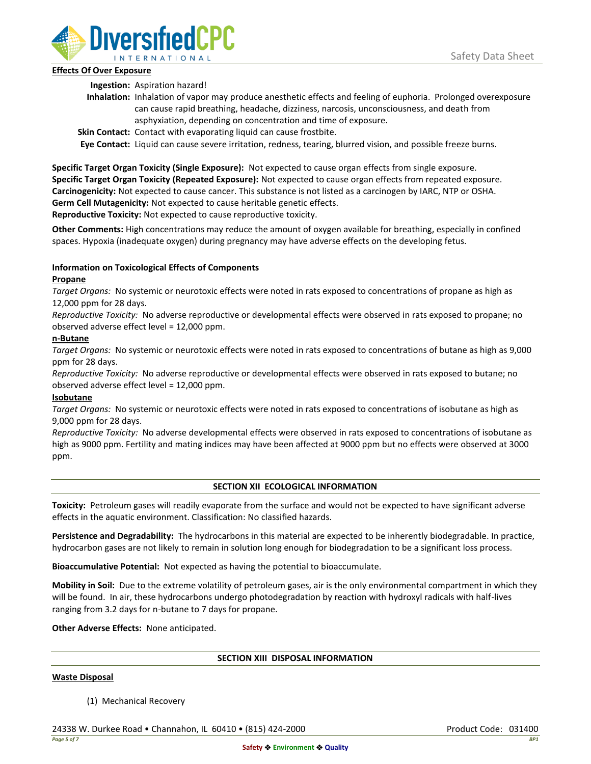**Effects Of Over Exposure**

**Ingestion:** Aspiration hazard!

**Inhalation:** Inhalation of vapor may produce anesthetic effects and feeling of euphoria. Prolonged overexposure can cause rapid breathing, headache, dizziness, narcosis, unconsciousness, and death from asphyxiation, depending on concentration and time of exposure.

**Skin Contact:** Contact with evaporating liquid can cause frostbite.

**Eye Contact:** Liquid can cause severe irritation, redness, tearing, blurred vision, and possible freeze burns.

**Specific Target Organ Toxicity (Single Exposure):** Not expected to cause organ effects from single exposure.
**Specific Target Organ Toxicity (Repeated Exposure):** Not expected to cause organ effects from repeated exposure.
**Carcinogenicity:** Not expected to cause cancer. This substance is not listed as a carcinogen by IARC, NTP or OSHA.
**Germ Cell Mutagenicity:** Not expected to cause heritable genetic effects.
**Reproductive Toxicity:** Not expected to cause reproductive toxicity.

**Other Comments:** High concentrations may reduce the amount of oxygen available for breathing, especially in confined spaces. Hypoxia (inadequate oxygen) during pregnancy may have adverse effects on the developing fetus.

**Information on Toxicological Effects of Components**

**Propane**

*Target Organs:* No systemic or neurotoxic effects were noted in rats exposed to concentrations of propane as high as 12,000 ppm for 28 days.

*Reproductive Toxicity:* No adverse reproductive or developmental effects were observed in rats exposed to propane; no observed adverse effect level = 12,000 ppm.

**n-Butane**

*Target Organs:* No systemic or neurotoxic effects were noted in rats exposed to concentrations of butane as high as 9,000 ppm for 28 days.

*Reproductive Toxicity:* No adverse reproductive or developmental effects were observed in rats exposed to butane; no observed adverse effect level = 12,000 ppm.

**Isobutane**

*Target Organs:* No systemic or neurotoxic effects were noted in rats exposed to concentrations of isobutane as high as 9,000 ppm for 28 days.

*Reproductive Toxicity:* No adverse developmental effects were observed in rats exposed to concentrations of isobutane as high as 9000 ppm. Fertility and mating indices may have been affected at 9000 ppm but no effects were observed at 3000 ppm.

## SECTION XII ECOLOGICAL INFORMATION

**Toxicity:** Petroleum gases will readily evaporate from the surface and would not be expected to have significant adverse effects in the aquatic environment. Classification: No classified hazards.

**Persistence and Degradability:** The hydrocarbons in this material are expected to be inherently biodegradable. In practice, hydrocarbon gases are not likely to remain in solution long enough for biodegradation to be a significant loss process.

**Bioaccumulative Potential:** Not expected as having the potential to bioaccumulate.

**Mobility in Soil:** Due to the extreme volatility of petroleum gases, air is the only environmental compartment in which they will be found. In air, these hydrocarbons undergo photodegradation by reaction with hydroxyl radicals with half-lives ranging from 3.2 days for n-butane to 7 days for propane.

**Other Adverse Effects:** None anticipated.

## SECTION XIII DISPOSAL INFORMATION

**Waste Disposal**

(1) Mechanical Recovery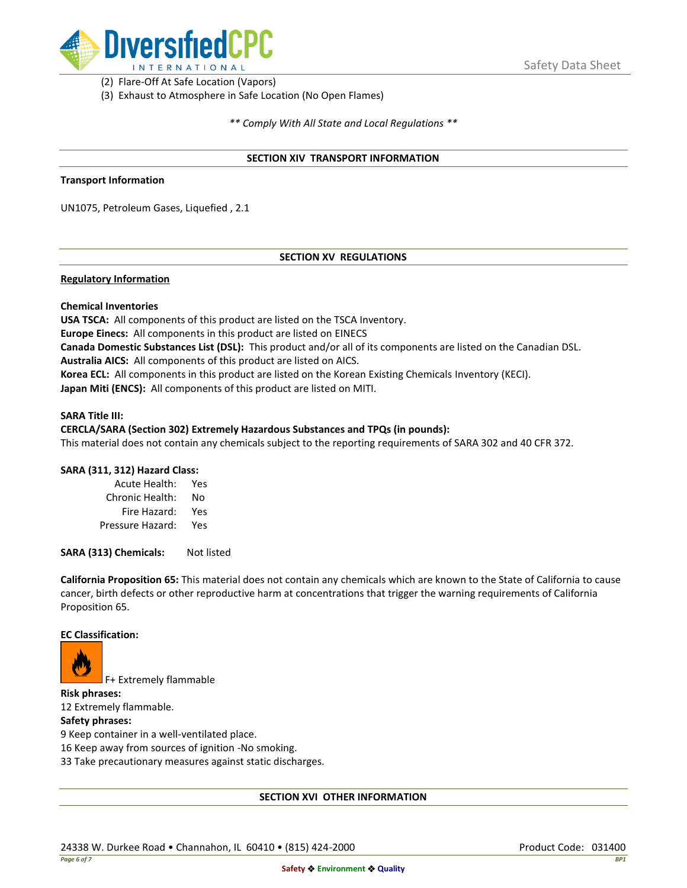(2) Flare-Off At Safe Location (Vapors)
(3) Exhaust to Atmosphere in Safe Location (No Open Flames)

*** Comply With All State and Local Regulations ***

## SECTION XIV TRANSPORT INFORMATION

**Transport Information**

UN1075, Petroleum Gases, Liquefied , 2.1

## SECTION XV REGULATIONS

**Regulatory Information**

**Chemical Inventories**
**USA TSCA:** All components of this product are listed on the TSCA Inventory.
**Europe Einecs:** All components in this product are listed on EINECS
**Canada Domestic Substances List (DSL):** This product and/or all of its components are listed on the Canadian DSL.
**Australia AICS:** All components of this product are listed on AICS.
**Korea ECL:** All components in this product are listed on the Korean Existing Chemicals Inventory (KECI).
**Japan Miti (ENCS):** All components of this product are listed on MITI.

**SARA Title III:**
**CERCLA/SARA (Section 302) Extremely Hazardous Substances and TPQs (in pounds):**
This material does not contain any chemicals subject to the reporting requirements of SARA 302 and 40 CFR 372.

**SARA (311, 312) Hazard Class:**

| | |
|---|---|
| Acute Health: | Yes |
| Chronic Health: | No |
| Fire Hazard: | Yes |
| Pressure Hazard: | Yes |

**SARA (313) Chemicals:** Not listed

**California Proposition 65:** This material does not contain any chemicals which are known to the State of California to cause cancer, birth defects or other reproductive harm at concentrations that trigger the warning requirements of California Proposition 65.

**EC Classification:**

F+ Extremely flammable

**Risk phrases:**
12 Extremely flammable.
**Safety phrases:**
9 Keep container in a well-ventilated place.
16 Keep away from sources of ignition -No smoking.
33 Take precautionary measures against static discharges.

## SECTION XVI OTHER INFORMATION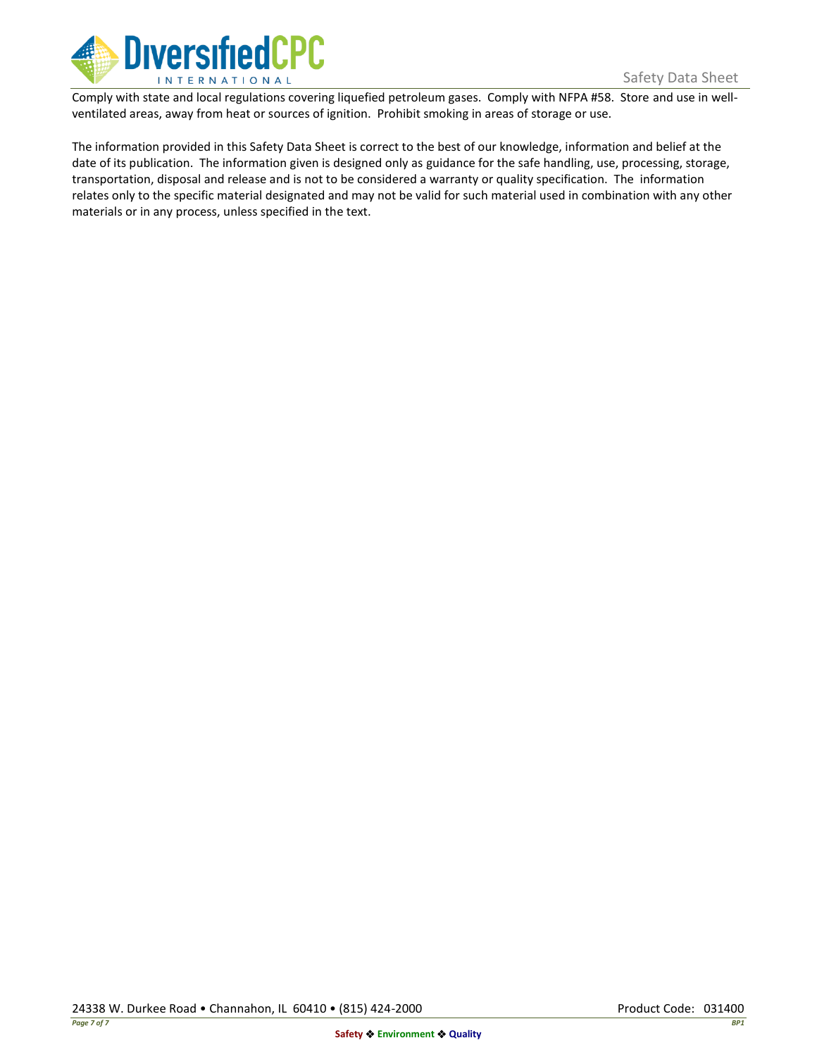Comply with state and local regulations covering liquefied petroleum gases. Comply with NFPA #58. Store and use in well-ventilated areas, away from heat or sources of ignition. Prohibit smoking in areas of storage or use.

The information provided in this Safety Data Sheet is correct to the best of our knowledge, information and belief at the date of its publication. The information given is designed only as guidance for the safe handling, use, processing, storage, transportation, disposal and release and is not to be considered a warranty or quality specification. The information relates only to the specific material designated and may not be valid for such material used in combination with any other materials or in any process, unless specified in the text.